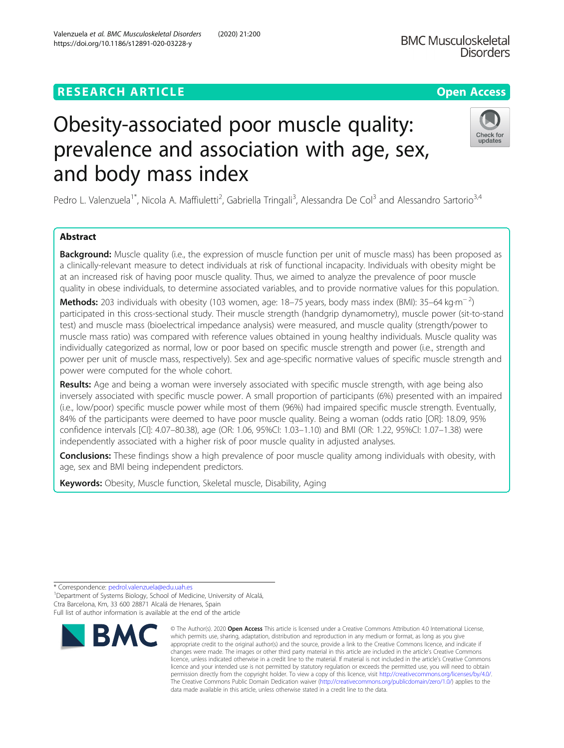RESEARCH ARTICLE

Open Access

# Obesity-associated poor muscle quality: prevalence and association with age, sex, and body mass index

Pedro L. Valenzuela[1*], Nicola A. Maffiuletti[2], Gabriella Tringali[3], Alessandra De Col[3] and Alessandro Sartorio[3,4]

## Abstract

**Background:** Muscle quality (i.e., the expression of muscle function per unit of muscle mass) has been proposed as a clinically-relevant measure to detect individuals at risk of functional incapacity. Individuals with obesity might be at an increased risk of having poor muscle quality. Thus, we aimed to analyze the prevalence of poor muscle quality in obese individuals, to determine associated variables, and to provide normative values for this population.

**Methods:** 203 individuals with obesity (103 women, age: 18–75 years, body mass index (BMI): 35–64 kg·m$^{-2}$) participated in this cross-sectional study. Their muscle strength (handgrip dynamometry), muscle power (sit-to-stand test) and muscle mass (bioelectrical impedance analysis) were measured, and muscle quality (strength/power to muscle mass ratio) was compared with reference values obtained in young healthy individuals. Muscle quality was individually categorized as normal, low or poor based on specific muscle strength and power (i.e., strength and power per unit of muscle mass, respectively). Sex and age-specific normative values of specific muscle strength and power were computed for the whole cohort.

**Results:** Age and being a woman were inversely associated with specific muscle strength, with age being also inversely associated with specific muscle power. A small proportion of participants (6%) presented with an impaired (i.e., low/poor) specific muscle power while most of them (96%) had impaired specific muscle strength. Eventually, 84% of the participants were deemed to have poor muscle quality. Being a woman (odds ratio [OR]: 18.09, 95% confidence intervals [CI]: 4.07–80.38), age (OR: 1.06, 95%CI: 1.03–1.10) and BMI (OR: 1.22, 95%CI: 1.07–1.38) were independently associated with a higher risk of poor muscle quality in adjusted analyses.

**Conclusions:** These findings show a high prevalence of poor muscle quality among individuals with obesity, with age, sex and BMI being independent predictors.

**Keywords:** Obesity, Muscle function, Skeletal muscle, Disability, Aging

\* Correspondence: pedrol.valenzuela@edu.uah.es
[1]Department of Systems Biology, School of Medicine, University of Alcalá, Ctra Barcelona, Km, 33 600 28871 Alcalá de Henares, Spain
Full list of author information is available at the end of the article

© The Author(s). 2020 **Open Access** This article is licensed under a Creative Commons Attribution 4.0 International License, which permits use, sharing, adaptation, distribution and reproduction in any medium or format, as long as you give appropriate credit to the original author(s) and the source, provide a link to the Creative Commons licence, and indicate if changes were made. The images or other third party material in this article are included in the article's Creative Commons licence, unless indicated otherwise in a credit line to the material. If material is not included in the article's Creative Commons licence and your intended use is not permitted by statutory regulation or exceeds the permitted use, you will need to obtain permission directly from the copyright holder. To view a copy of this licence, visit http://creativecommons.org/licenses/by/4.0/. The Creative Commons Public Domain Dedication waiver (http://creativecommons.org/publicdomain/zero/1.0/) applies to the data made available in this article, unless otherwise stated in a credit line to the data.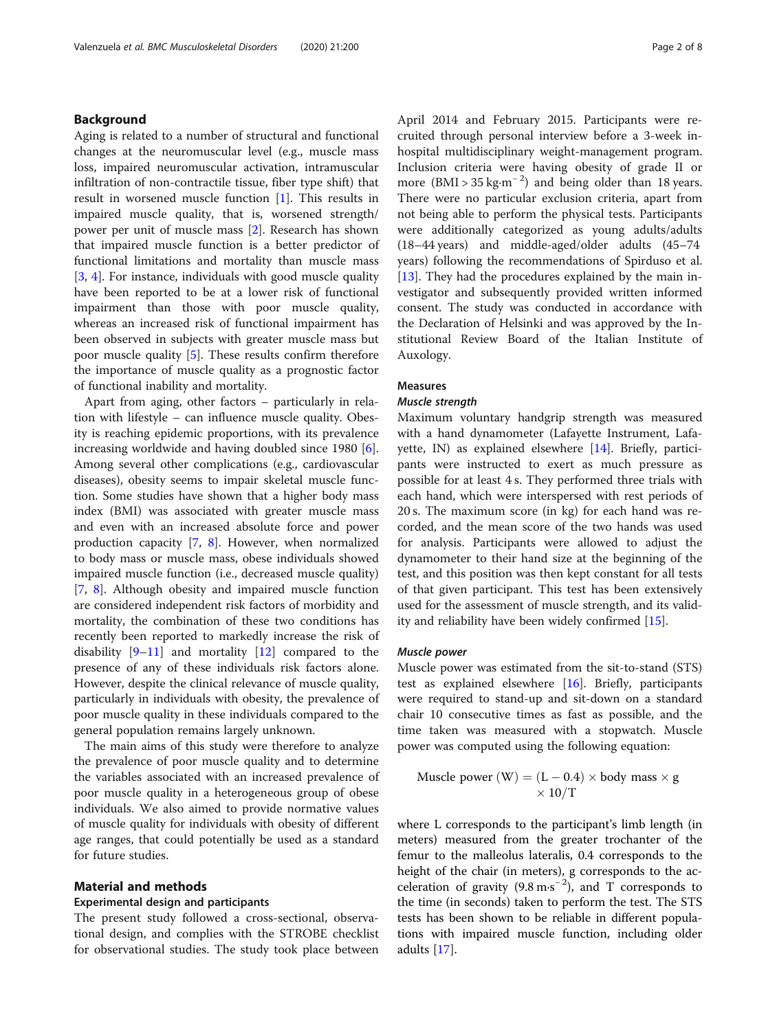## Background

Aging is related to a number of structural and functional changes at the neuromuscular level (e.g., muscle mass loss, impaired neuromuscular activation, intramuscular infiltration of non-contractile tissue, fiber type shift) that result in worsened muscle function [1]. This results in impaired muscle quality, that is, worsened strength/ power per unit of muscle mass [2]. Research has shown that impaired muscle function is a better predictor of functional limitations and mortality than muscle mass [3, 4]. For instance, individuals with good muscle quality have been reported to be at a lower risk of functional impairment than those with poor muscle quality, whereas an increased risk of functional impairment has been observed in subjects with greater muscle mass but poor muscle quality [5]. These results confirm therefore the importance of muscle quality as a prognostic factor of functional inability and mortality.

Apart from aging, other factors – particularly in relation with lifestyle – can influence muscle quality. Obesity is reaching epidemic proportions, with its prevalence increasing worldwide and having doubled since 1980 [6]. Among several other complications (e.g., cardiovascular diseases), obesity seems to impair skeletal muscle function. Some studies have shown that a higher body mass index (BMI) was associated with greater muscle mass and even with an increased absolute force and power production capacity [7, 8]. However, when normalized to body mass or muscle mass, obese individuals showed impaired muscle function (i.e., decreased muscle quality) [7, 8]. Although obesity and impaired muscle function are considered independent risk factors of morbidity and mortality, the combination of these two conditions has recently been reported to markedly increase the risk of disability [9–11] and mortality [12] compared to the presence of any of these individuals risk factors alone. However, despite the clinical relevance of muscle quality, particularly in individuals with obesity, the prevalence of poor muscle quality in these individuals compared to the general population remains largely unknown.

The main aims of this study were therefore to analyze the prevalence of poor muscle quality and to determine the variables associated with an increased prevalence of poor muscle quality in a heterogeneous group of obese individuals. We also aimed to provide normative values of muscle quality for individuals with obesity of different age ranges, that could potentially be used as a standard for future studies.

## Material and methods

### Experimental design and participants

The present study followed a cross-sectional, observational design, and complies with the STROBE checklist for observational studies. The study took place between April 2014 and February 2015. Participants were recruited through personal interview before a 3-week in-hospital multidisciplinary weight-management program. Inclusion criteria were having obesity of grade II or more (BMI > 35 $kg{\cdot}m^{-2}$) and being older than 18 years. There were no particular exclusion criteria, apart from not being able to perform the physical tests. Participants were additionally categorized as young adults/adults (18–44 years) and middle-aged/older adults (45–74 years) following the recommendations of Spirduso et al. [13]. They had the procedures explained by the main investigator and subsequently provided written informed consent. The study was conducted in accordance with the Declaration of Helsinki and was approved by the Institutional Review Board of the Italian Institute of Auxology.

### Measures

#### *Muscle strength*

Maximum voluntary handgrip strength was measured with a hand dynamometer (Lafayette Instrument, Lafayette, IN) as explained elsewhere [14]. Briefly, participants were instructed to exert as much pressure as possible for at least 4 s. They performed three trials with each hand, which were interspersed with rest periods of 20 s. The maximum score (in kg) for each hand was recorded, and the mean score of the two hands was used for analysis. Participants were allowed to adjust the dynamometer to their hand size at the beginning of the test, and this position was then kept constant for all tests of that given participant. This test has been extensively used for the assessment of muscle strength, and its validity and reliability have been widely confirmed [15].

#### *Muscle power*

Muscle power was estimated from the sit-to-stand (STS) test as explained elsewhere [16]. Briefly, participants were required to stand-up and sit-down on a standard chair 10 consecutive times as fast as possible, and the time taken was measured with a stopwatch. Muscle power was computed using the following equation:

$$\text{Muscle power (W)} = (\text{L} - 0.4) \times \text{body mass} \times \text{g} \times 10/\text{T}$$

where L corresponds to the participant's limb length (in meters) measured from the greater trochanter of the femur to the malleolus lateralis, 0.4 corresponds to the height of the chair (in meters), g corresponds to the acceleration of gravity (9.8 $m{\cdot}s^{-2}$), and T corresponds to the time (in seconds) taken to perform the test. The STS tests has been shown to be reliable in different populations with impaired muscle function, including older adults [17].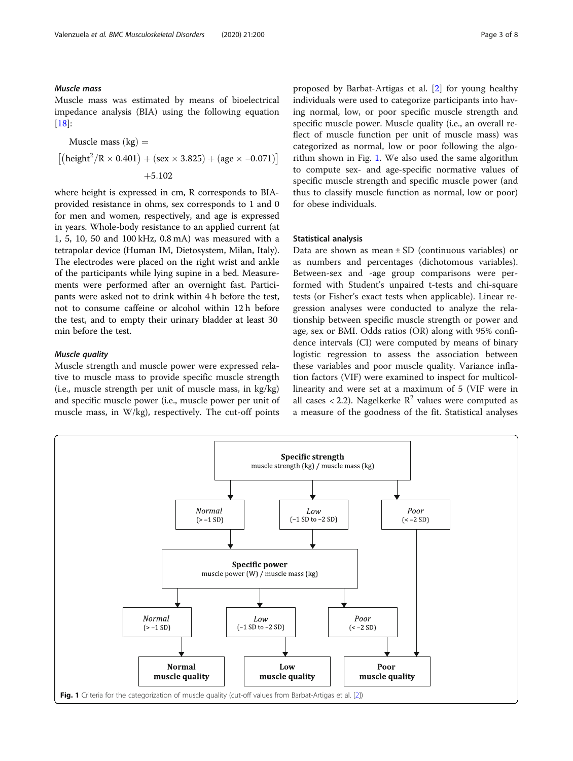#### *Muscle mass*

Muscle mass was estimated by means of bioelectrical impedance analysis (BIA) using the following equation [18]:

$$\text{Muscle mass (kg)} = \left[\left(\text{height}^2/\text{R} \times 0.401\right) + (\text{sex} \times 3.825) + (\text{age} \times -0.071)\right] + 5.102$$

where height is expressed in cm, R corresponds to BIA-provided resistance in ohms, sex corresponds to 1 and 0 for men and women, respectively, and age is expressed in years. Whole-body resistance to an applied current (at 1, 5, 10, 50 and 100 kHz, 0.8 mA) was measured with a tetrapolar device (Human IM, Dietosystem, Milan, Italy). The electrodes were placed on the right wrist and ankle of the participants while lying supine in a bed. Measurements were performed after an overnight fast. Participants were asked not to drink within 4 h before the test, not to consume caffeine or alcohol within 12 h before the test, and to empty their urinary bladder at least 30 min before the test.

#### *Muscle quality*

Muscle strength and muscle power were expressed relative to muscle mass to provide specific muscle strength (i.e., muscle strength per unit of muscle mass, in kg/kg) and specific muscle power (i.e., muscle power per unit of muscle mass, in W/kg), respectively. The cut-off points proposed by Barbat-Artigas et al. [2] for young healthy individuals were used to categorize participants into having normal, low, or poor specific muscle strength and specific muscle power. Muscle quality (i.e., an overall reflect of muscle function per unit of muscle mass) was categorized as normal, low or poor following the algorithm shown in Fig. 1. We also used the same algorithm to compute sex- and age-specific normative values of specific muscle strength and specific muscle power (and thus to classify muscle function as normal, low or poor) for obese individuals.

### Statistical analysis

Data are shown as mean ± SD (continuous variables) or as numbers and percentages (dichotomous variables). Between-sex and -age group comparisons were performed with Student's unpaired t-tests and chi-square tests (or Fisher's exact tests when applicable). Linear regression analyses were conducted to analyze the relationship between specific muscle strength or power and age, sex or BMI. Odds ratios (OR) along with 95% confidence intervals (CI) were computed by means of binary logistic regression to assess the association between these variables and poor muscle quality. Variance inflation factors (VIF) were examined to inspect for multicollinearity and were set at a maximum of 5 (VIF were in all cases < 2.2). Nagelkerke $R^2$ values were computed as a measure of the goodness of the fit. Statistical analyses

**Specific strength**
muscle strength (kg) / muscle mass (kg)

- *Normal* (> −1 SD) → Specific power
- *Low* (−1 SD to −2 SD) → Specific power
- *Poor* (< −2 SD) → Poor muscle quality

**Specific power**
muscle power (W) / muscle mass (kg)

- *Normal* (> −1 SD) → **Normal muscle quality**
- *Low* (−1 SD to −2 SD) → **Low muscle quality**
- *Poor* (< −2 SD) → **Poor muscle quality**

**Fig. 1** Criteria for the categorization of muscle quality (cut-off values from Barbat-Artigas et al. [2])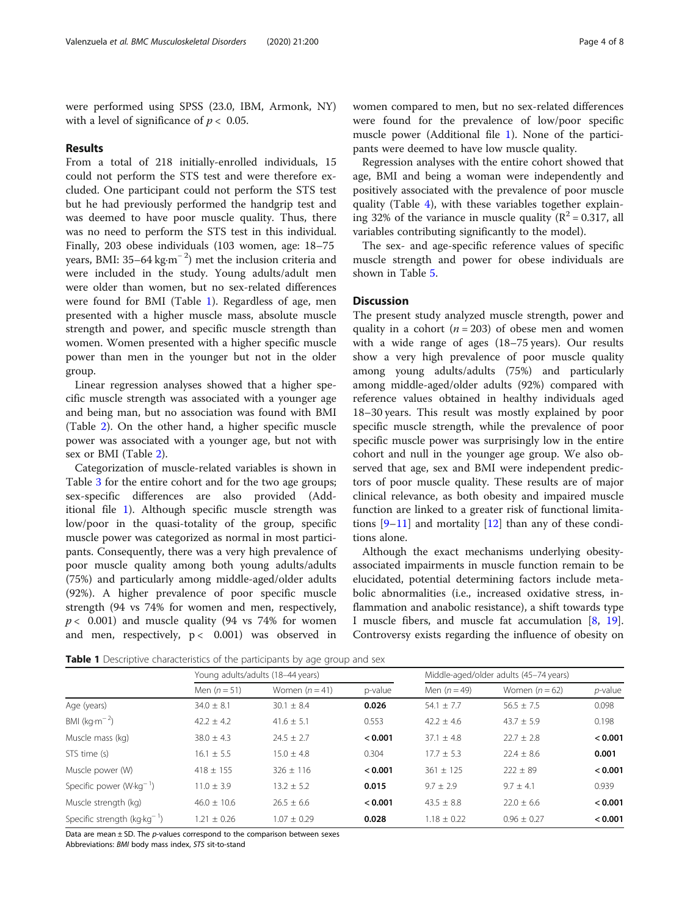were performed using SPSS (23.0, IBM, Armonk, NY) with a level of significance of $p < 0.05$.

## Results

From a total of 218 initially-enrolled individuals, 15 could not perform the STS test and were therefore excluded. One participant could not perform the STS test but he had previously performed the handgrip test and was deemed to have poor muscle quality. Thus, there was no need to perform the STS test in this individual. Finally, 203 obese individuals (103 women, age: 18–75 years, BMI: 35–64 $kg{\cdot}m^{-2}$) met the inclusion criteria and were included in the study. Young adults/adult men were older than women, but no sex-related differences were found for BMI (Table 1). Regardless of age, men presented with a higher muscle mass, absolute muscle strength and power, and specific muscle strength than women. Women presented with a higher specific muscle power than men in the younger but not in the older group.

Linear regression analyses showed that a higher specific muscle strength was associated with a younger age and being man, but no association was found with BMI (Table 2). On the other hand, a higher specific muscle power was associated with a younger age, but not with sex or BMI (Table 2).

Categorization of muscle-related variables is shown in Table 3 for the entire cohort and for the two age groups; sex-specific differences are also provided (Additional file 1). Although specific muscle strength was low/poor in the quasi-totality of the group, specific muscle power was categorized as normal in most participants. Consequently, there was a very high prevalence of poor muscle quality among both young adults/adults (75%) and particularly among middle-aged/older adults (92%). A higher prevalence of poor specific muscle strength (94 vs 74% for women and men, respectively, $p < 0.001$) and muscle quality (94 vs 74% for women and men, respectively, $p < 0.001$) was observed in women compared to men, but no sex-related differences were found for the prevalence of low/poor specific muscle power (Additional file 1). None of the participants were deemed to have low muscle quality.

Regression analyses with the entire cohort showed that age, BMI and being a woman were independently and positively associated with the prevalence of poor muscle quality (Table 4), with these variables together explaining 32% of the variance in muscle quality ($R^2 = 0.317$, all variables contributing significantly to the model).

The sex- and age-specific reference values of specific muscle strength and power for obese individuals are shown in Table 5.

## Discussion

The present study analyzed muscle strength, power and quality in a cohort ($n = 203$) of obese men and women with a wide range of ages (18–75 years). Our results show a very high prevalence of poor muscle quality among young adults/adults (75%) and particularly among middle-aged/older adults (92%) compared with reference values obtained in healthy individuals aged 18–30 years. This result was mostly explained by poor specific muscle strength, while the prevalence of poor specific muscle power was surprisingly low in the entire cohort and null in the younger age group. We also observed that age, sex and BMI were independent predictors of poor muscle quality. These results are of major clinical relevance, as both obesity and impaired muscle function are linked to a greater risk of functional limitations [9–11] and mortality [12] than any of these conditions alone.

Although the exact mechanisms underlying obesity-associated impairments in muscle function remain to be elucidated, potential determining factors include metabolic abnormalities (i.e., increased oxidative stress, inflammation and anabolic resistance), a shift towards type I muscle fibers, and muscle fat accumulation [8, 19]. Controversy exists regarding the influence of obesity on

**Table 1** Descriptive characteristics of the participants by age group and sex

| | Young adults/adults (18–44 years) | | | Middle-aged/older adults (45–74 years) | | |
|---|---|---|---|---|---|---|
| | Men ($n = 51$) | Women ($n = 41$) | p-value | Men ($n = 49$) | Women ($n = 62$) | *p*-value |
| Age (years) | 34.0 ± 8.1 | 30.1 ± 8.4 | **0.026** | 54.1 ± 7.7 | 56.5 ± 7.5 | 0.098 |
| BMI ($kg{\cdot}m^{-2}$) | 42.2 ± 4.2 | 41.6 ± 5.1 | 0.553 | 42.2 ± 4.6 | 43.7 ± 5.9 | 0.198 |
| Muscle mass (kg) | 38.0 ± 4.3 | 24.5 ± 2.7 | **< 0.001** | 37.1 ± 4.8 | 22.7 ± 2.8 | **< 0.001** |
| STS time (s) | 16.1 ± 5.5 | 15.0 ± 4.8 | 0.304 | 17.7 ± 5.3 | 22.4 ± 8.6 | **0.001** |
| Muscle power (W) | 418 ± 155 | 326 ± 116 | **< 0.001** | 361 ± 125 | 222 ± 89 | **< 0.001** |
| Specific power ($W{\cdot}kg^{-1}$) | 11.0 ± 3.9 | 13.2 ± 5.2 | **0.015** | 9.7 ± 2.9 | 9.7 ± 4.1 | 0.939 |
| Muscle strength (kg) | 46.0 ± 10.6 | 26.5 ± 6.6 | **< 0.001** | 43.5 ± 8.8 | 22.0 ± 6.6 | **< 0.001** |
| Specific strength ($kg{\cdot}kg^{-1}$) | 1.21 ± 0.26 | 1.07 ± 0.29 | **0.028** | 1.18 ± 0.22 | 0.96 ± 0.27 | **< 0.001** |

Data are mean ± SD. The *p*-values correspond to the comparison between sexes
Abbreviations: *BMI* body mass index, *STS* sit-to-stand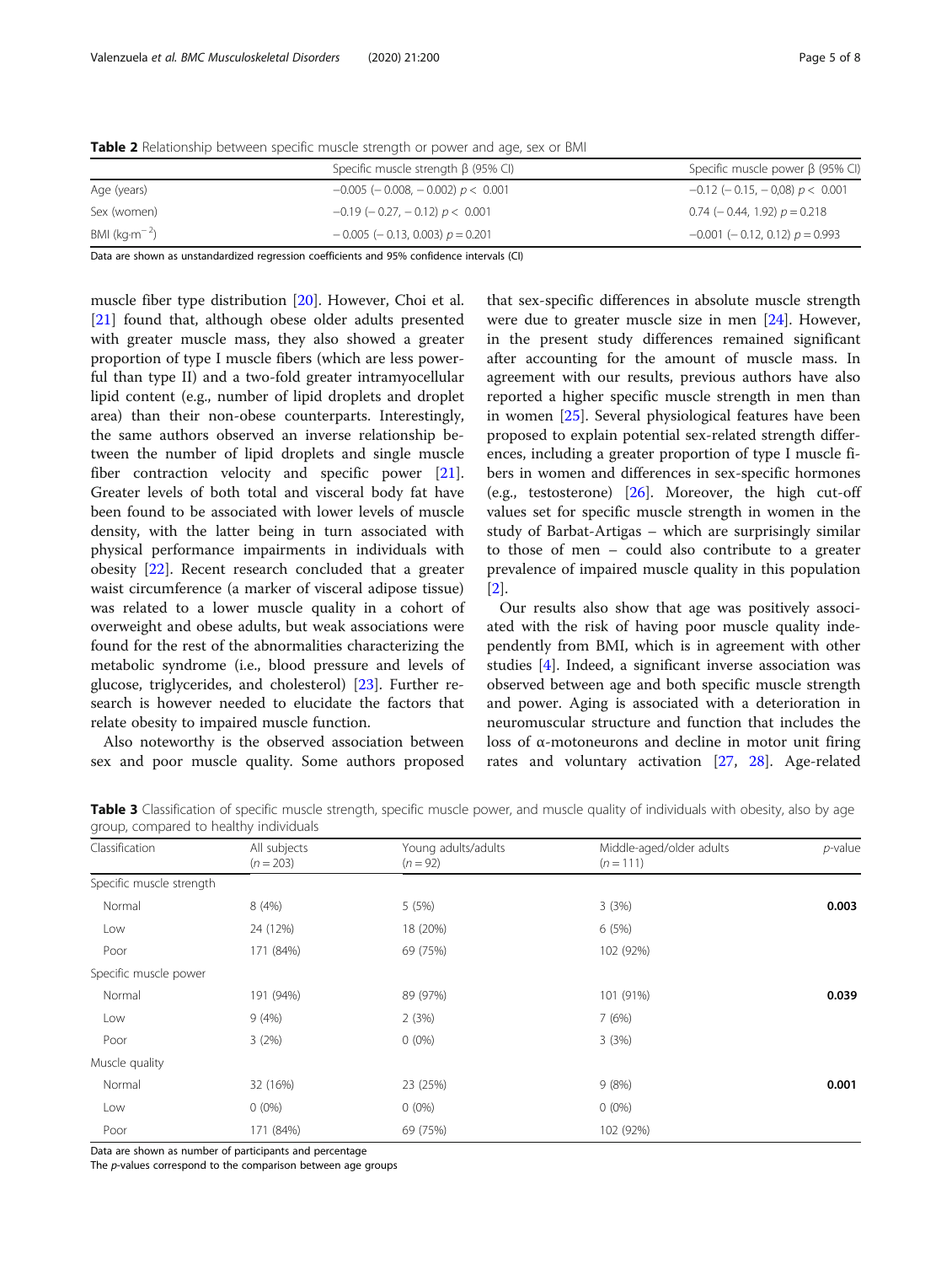**Table 2** Relationship between specific muscle strength or power and age, sex or BMI

| | Specific muscle strength β (95% CI) | Specific muscle power β (95% CI) |
|---|---|---|
| Age (years) | −0.005 (− 0.008, − 0.002) $p < 0.001$ | −0.12 (− 0.15, − 0,08) $p < 0.001$ |
| Sex (women) | −0.19 (− 0.27, − 0.12) $p < 0.001$ | 0.74 (− 0.44, 1.92) $p = 0.218$ |
| BMI (kg·m$^{-2}$) | − 0.005 (− 0.13, 0.003) $p = 0.201$ | −0.001 (− 0.12, 0.12) $p = 0.993$ |

Data are shown as unstandardized regression coefficients and 95% confidence intervals (CI)

muscle fiber type distribution [20]. However, Choi et al. [21] found that, although obese older adults presented with greater muscle mass, they also showed a greater proportion of type I muscle fibers (which are less powerful than type II) and a two-fold greater intramyocellular lipid content (e.g., number of lipid droplets and droplet area) than their non-obese counterparts. Interestingly, the same authors observed an inverse relationship between the number of lipid droplets and single muscle fiber contraction velocity and specific power [21]. Greater levels of both total and visceral body fat have been found to be associated with lower levels of muscle density, with the latter being in turn associated with physical performance impairments in individuals with obesity [22]. Recent research concluded that a greater waist circumference (a marker of visceral adipose tissue) was related to a lower muscle quality in a cohort of overweight and obese adults, but weak associations were found for the rest of the abnormalities characterizing the metabolic syndrome (i.e., blood pressure and levels of glucose, triglycerides, and cholesterol) [23]. Further research is however needed to elucidate the factors that relate obesity to impaired muscle function.

Also noteworthy is the observed association between sex and poor muscle quality. Some authors proposed that sex-specific differences in absolute muscle strength were due to greater muscle size in men [24]. However, in the present study differences remained significant after accounting for the amount of muscle mass. In agreement with our results, previous authors have also reported a higher specific muscle strength in men than in women [25]. Several physiological features have been proposed to explain potential sex-related strength differences, including a greater proportion of type I muscle fibers in women and differences in sex-specific hormones (e.g., testosterone) [26]. Moreover, the high cut-off values set for specific muscle strength in women in the study of Barbat-Artigas – which are surprisingly similar to those of men – could also contribute to a greater prevalence of impaired muscle quality in this population [2].

Our results also show that age was positively associated with the risk of having poor muscle quality independently from BMI, which is in agreement with other studies [4]. Indeed, a significant inverse association was observed between age and both specific muscle strength and power. Aging is associated with a deterioration in neuromuscular structure and function that includes the loss of α-motoneurons and decline in motor unit firing rates and voluntary activation [27, 28]. Age-related

**Table 3** Classification of specific muscle strength, specific muscle power, and muscle quality of individuals with obesity, also by age group, compared to healthy individuals

| Classification | All subjects ($n = 203$) | Young adults/adults ($n = 92$) | Middle-aged/older adults ($n = 111$) | *p*-value |
|---|---|---|---|---|
| Specific muscle strength | | | | |
| Normal | 8 (4%) | 5 (5%) | 3 (3%) | **0.003** |
| Low | 24 (12%) | 18 (20%) | 6 (5%) | |
| Poor | 171 (84%) | 69 (75%) | 102 (92%) | |
| Specific muscle power | | | | |
| Normal | 191 (94%) | 89 (97%) | 101 (91%) | **0.039** |
| Low | 9 (4%) | 2 (3%) | 7 (6%) | |
| Poor | 3 (2%) | 0 (0%) | 3 (3%) | |
| Muscle quality | | | | |
| Normal | 32 (16%) | 23 (25%) | 9 (8%) | **0.001** |
| Low | 0 (0%) | 0 (0%) | 0 (0%) | |
| Poor | 171 (84%) | 69 (75%) | 102 (92%) | |

Data are shown as number of participants and percentage

The *p*-values correspond to the comparison between age groups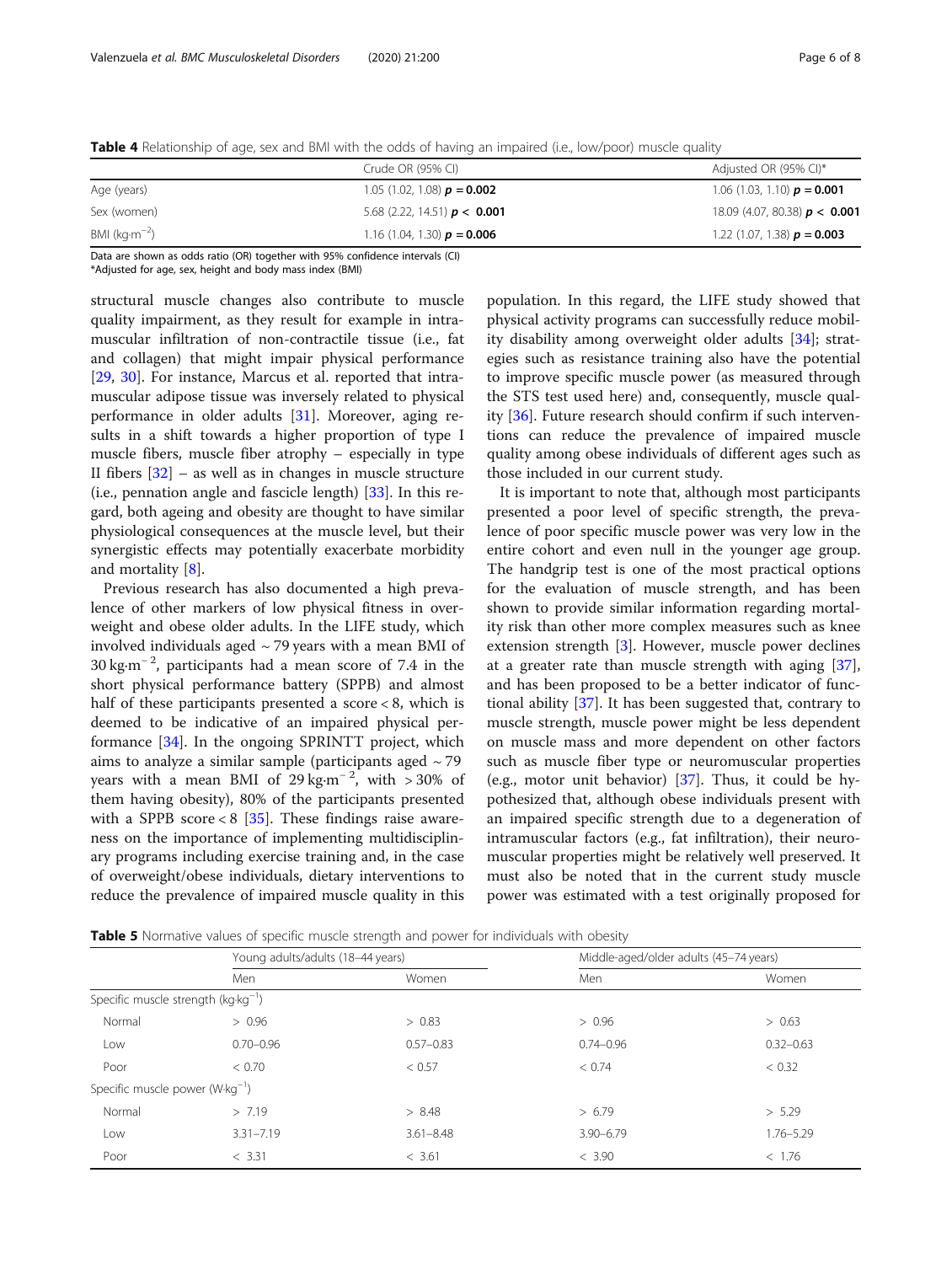**Table 4** Relationship of age, sex and BMI with the odds of having an impaired (i.e., low/poor) muscle quality

| | Crude OR (95% CI) | Adjusted OR (95% CI)* |
|---|---|---|
| Age (years) | 1.05 (1.02, 1.08) $p$ = **0.002** | 1.06 (1.03, 1.10) $p$ = **0.001** |
| Sex (women) | 5.68 (2.22, 14.51) $p$ < **0.001** | 18.09 (4.07, 80.38) $p$ < **0.001** |
| BMI (kg·m$^{-2}$) | 1.16 (1.04, 1.30) $p$ = **0.006** | 1.22 (1.07, 1.38) $p$ = **0.003** |

Data are shown as odds ratio (OR) together with 95% confidence intervals (CI)
*Adjusted for age, sex, height and body mass index (BMI)

structural muscle changes also contribute to muscle quality impairment, as they result for example in intramuscular infiltration of non-contractile tissue (i.e., fat and collagen) that might impair physical performance [29, 30]. For instance, Marcus et al. reported that intramuscular adipose tissue was inversely related to physical performance in older adults [31]. Moreover, aging results in a shift towards a higher proportion of type I muscle fibers, muscle fiber atrophy – especially in type II fibers [32] – as well as in changes in muscle structure (i.e., pennation angle and fascicle length) [33]. In this regard, both ageing and obesity are thought to have similar physiological consequences at the muscle level, but their synergistic effects may potentially exacerbate morbidity and mortality [8].

Previous research has also documented a high prevalence of other markers of low physical fitness in overweight and obese older adults. In the LIFE study, which involved individuals aged ~ 79 years with a mean BMI of 30 kg·m$^{-2}$, participants had a mean score of 7.4 in the short physical performance battery (SPPB) and almost half of these participants presented a score < 8, which is deemed to be indicative of an impaired physical performance [34]. In the ongoing SPRINTT project, which aims to analyze a similar sample (participants aged ~ 79 years with a mean BMI of 29 kg·m$^{-2}$, with > 30% of them having obesity), 80% of the participants presented with a SPPB score < 8 [35]. These findings raise awareness on the importance of implementing multidisciplinary programs including exercise training and, in the case of overweight/obese individuals, dietary interventions to reduce the prevalence of impaired muscle quality in this population. In this regard, the LIFE study showed that physical activity programs can successfully reduce mobility disability among overweight older adults [34]; strategies such as resistance training also have the potential to improve specific muscle power (as measured through the STS test used here) and, consequently, muscle quality [36]. Future research should confirm if such interventions can reduce the prevalence of impaired muscle quality among obese individuals of different ages such as those included in our current study.

It is important to note that, although most participants presented a poor level of specific strength, the prevalence of poor specific muscle power was very low in the entire cohort and even null in the younger age group. The handgrip test is one of the most practical options for the evaluation of muscle strength, and has been shown to provide similar information regarding mortality risk than other more complex measures such as knee extension strength [3]. However, muscle power declines at a greater rate than muscle strength with aging [37], and has been proposed to be a better indicator of functional ability [37]. It has been suggested that, contrary to muscle strength, muscle power might be less dependent on muscle mass and more dependent on other factors such as muscle fiber type or neuromuscular properties (e.g., motor unit behavior) [37]. Thus, it could be hypothesized that, although obese individuals present with an impaired specific strength due to a degeneration of intramuscular factors (e.g., fat infiltration), their neuromuscular properties might be relatively well preserved. It must also be noted that in the current study muscle power was estimated with a test originally proposed for

**Table 5** Normative values of specific muscle strength and power for individuals with obesity

| | Young adults/adults (18–44 years) | | Middle-aged/older adults (45–74 years) | |
|---|---|---|---|---|
| | Men | Women | Men | Women |
| Specific muscle strength (kg·kg$^{-1}$) | | | | |
| Normal | > 0.96 | > 0.83 | > 0.96 | > 0.63 |
| Low | 0.70–0.96 | 0.57–0.83 | 0.74–0.96 | 0.32–0.63 |
| Poor | < 0.70 | < 0.57 | < 0.74 | < 0.32 |
| Specific muscle power (W·kg$^{-1}$) | | | | |
| Normal | > 7.19 | > 8.48 | > 6.79 | > 5.29 |
| Low | 3.31–7.19 | 3.61–8.48 | 3.90–6.79 | 1.76–5.29 |
| Poor | < 3.31 | < 3.61 | < 3.90 | < 1.76 |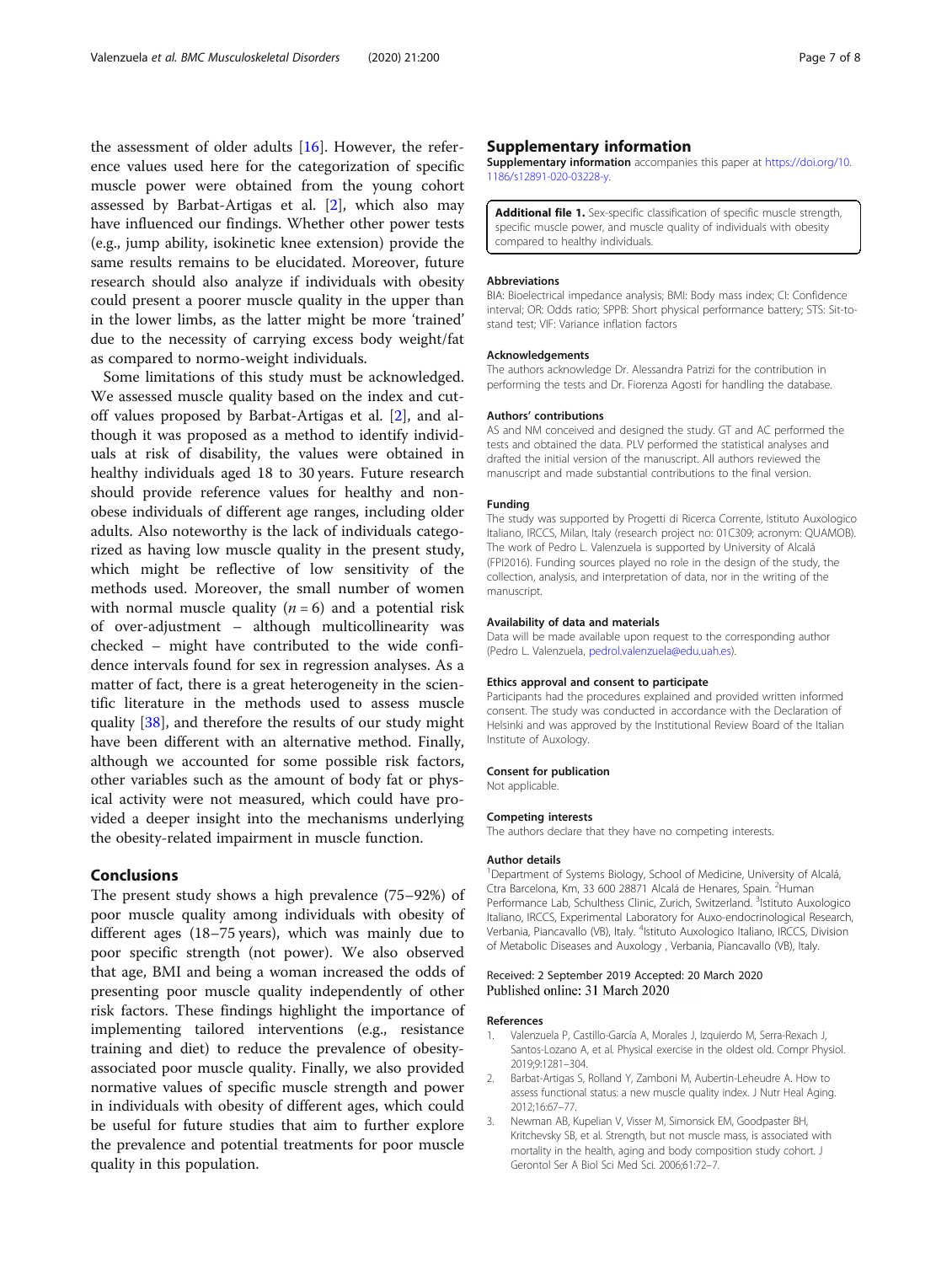the assessment of older adults [16]. However, the reference values used here for the categorization of specific muscle power were obtained from the young cohort assessed by Barbat-Artigas et al. [2], which also may have influenced our findings. Whether other power tests (e.g., jump ability, isokinetic knee extension) provide the same results remains to be elucidated. Moreover, future research should also analyze if individuals with obesity could present a poorer muscle quality in the upper than in the lower limbs, as the latter might be more 'trained' due to the necessity of carrying excess body weight/fat as compared to normo-weight individuals.

Some limitations of this study must be acknowledged. We assessed muscle quality based on the index and cut-off values proposed by Barbat-Artigas et al. [2], and although it was proposed as a method to identify individuals at risk of disability, the values were obtained in healthy individuals aged 18 to 30 years. Future research should provide reference values for healthy and non-obese individuals of different age ranges, including older adults. Also noteworthy is the lack of individuals categorized as having low muscle quality in the present study, which might be reflective of low sensitivity of the methods used. Moreover, the small number of women with normal muscle quality ($n = 6$) and a potential risk of over-adjustment – although multicollinearity was checked – might have contributed to the wide confidence intervals found for sex in regression analyses. As a matter of fact, there is a great heterogeneity in the scientific literature in the methods used to assess muscle quality [38], and therefore the results of our study might have been different with an alternative method. Finally, although we accounted for some possible risk factors, other variables such as the amount of body fat or physical activity were not measured, which could have provided a deeper insight into the mechanisms underlying the obesity-related impairment in muscle function.

## Conclusions

The present study shows a high prevalence (75–92%) of poor muscle quality among individuals with obesity of different ages (18–75 years), which was mainly due to poor specific strength (not power). We also observed that age, BMI and being a woman increased the odds of presenting poor muscle quality independently of other risk factors. These findings highlight the importance of implementing tailored interventions (e.g., resistance training and diet) to reduce the prevalence of obesity-associated poor muscle quality. Finally, we also provided normative values of specific muscle strength and power in individuals with obesity of different ages, which could be useful for future studies that aim to further explore the prevalence and potential treatments for poor muscle quality in this population.

## Supplementary information

**Supplementary information** accompanies this paper at https://doi.org/10.1186/s12891-020-03228-y.

**Additional file 1.** Sex-specific classification of specific muscle strength, specific muscle power, and muscle quality of individuals with obesity compared to healthy individuals.

### Abbreviations

BIA: Bioelectrical impedance analysis; BMI: Body mass index; CI: Confidence interval; OR: Odds ratio; SPPB: Short physical performance battery; STS: Sit-to-stand test; VIF: Variance inflation factors

### Acknowledgements

The authors acknowledge Dr. Alessandra Patrizi for the contribution in performing the tests and Dr. Fiorenza Agosti for handling the database.

### Authors' contributions

AS and NM conceived and designed the study. GT and AC performed the tests and obtained the data. PLV performed the statistical analyses and drafted the initial version of the manuscript. All authors reviewed the manuscript and made substantial contributions to the final version.

### Funding

The study was supported by Progetti di Ricerca Corrente, Istituto Auxologico Italiano, IRCCS, Milan, Italy (research project no: 01C309; acronym: QUAMOB). The work of Pedro L. Valenzuela is supported by University of Alcalá (FPI2016). Funding sources played no role in the design of the study, the collection, analysis, and interpretation of data, nor in the writing of the manuscript.

### Availability of data and materials

Data will be made available upon request to the corresponding author (Pedro L. Valenzuela, pedrol.valenzuela@edu.uah.es).

### Ethics approval and consent to participate

Participants had the procedures explained and provided written informed consent. The study was conducted in accordance with the Declaration of Helsinki and was approved by the Institutional Review Board of the Italian Institute of Auxology.

### Consent for publication

Not applicable.

### Competing interests

The authors declare that they have no competing interests.

### Author details

[1]Department of Systems Biology, School of Medicine, University of Alcalá, Ctra Barcelona, Km, 33 600 28871 Alcalá de Henares, Spain. [2]Human Performance Lab, Schulthess Clinic, Zurich, Switzerland. [3]Istituto Auxologico Italiano, IRCCS, Experimental Laboratory for Auxo-endocrinological Research, Verbania, Piancavallo (VB), Italy. [4]Istituto Auxologico Italiano, IRCCS, Division of Metabolic Diseases and Auxology , Verbania, Piancavallo (VB), Italy.

Received: 2 September 2019 Accepted: 20 March 2020
Published online: 31 March 2020

### References

1. Valenzuela P, Castillo-García A, Morales J, Izquierdo M, Serra-Rexach J, Santos-Lozano A, et al. Physical exercise in the oldest old. Compr Physiol. 2019;9:1281–304.
2. Barbat-Artigas S, Rolland Y, Zamboni M, Aubertin-Leheudre A. How to assess functional status: a new muscle quality index. J Nutr Heal Aging. 2012;16:67–77.
3. Newman AB, Kupelian V, Visser M, Simonsick EM, Goodpaster BH, Kritchevsky SB, et al. Strength, but not muscle mass, is associated with mortality in the health, aging and body composition study cohort. J Gerontol Ser A Biol Sci Med Sci. 2006;61:72–7.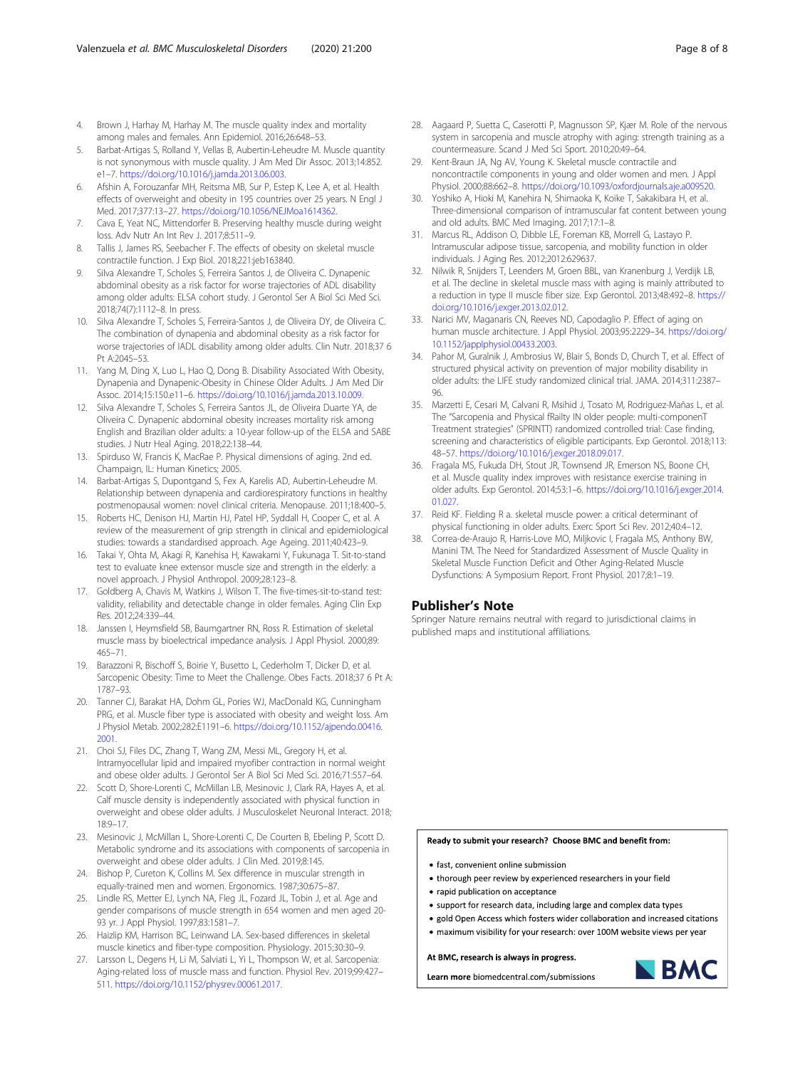4. Brown J, Harhay M, Harhay M. The muscle quality index and mortality among males and females. Ann Epidemiol. 2016;26:648–53.
5. Barbat-Artigas S, Rolland Y, Vellas B, Aubertin-Leheudre M. Muscle quantity is not synonymous with muscle quality. J Am Med Dir Assoc. 2013;14:852. e1–7. https://doi.org/10.1016/j.jamda.2013.06.003.
6. Afshin A, Forouzanfar MH, Reitsma MB, Sur P, Estep K, Lee A, et al. Health effects of overweight and obesity in 195 countries over 25 years. N Engl J Med. 2017;377:13–27. https://doi.org/10.1056/NEJMoa1614362.
7. Cava E, Yeat NC, Mittendorfer B. Preserving healthy muscle during weight loss. Adv Nutr An Int Rev J. 2017;8:511–9.
8. Tallis J, James RS, Seebacher F. The effects of obesity on skeletal muscle contractile function. J Exp Biol. 2018;221:jeb163840.
9. Silva Alexandre T, Scholes S, Ferreira Santos J, de Oliveira C. Dynapenic abdominal obesity as a risk factor for worse trajectories of ADL disability among older adults: ELSA cohort study. J Gerontol Ser A Biol Sci Med Sci. 2018;74(7):1112–8. In press.
10. Silva Alexandre T, Scholes S, Ferreira-Santos J, de Oliveira DY, de Oliveira C. The combination of dynapenia and abdominal obesity as a risk factor for worse trajectories of IADL disability among older adults. Clin Nutr. 2018;37 6 Pt A:2045–53.
11. Yang M, Ding X, Luo L, Hao Q, Dong B. Disability Associated With Obesity, Dynapenia and Dynapenic-Obesity in Chinese Older Adults. J Am Med Dir Assoc. 2014;15:150.e11–6. https://doi.org/10.1016/j.jamda.2013.10.009.
12. Silva Alexandre T, Scholes S, Ferreira Santos JL, de Oliveira Duarte YA, de Oliveira C. Dynapenic abdominal obesity increases mortality risk among English and Brazilian older adults: a 10-year follow-up of the ELSA and SABE studies. J Nutr Heal Aging. 2018;22:138–44.
13. Spirduso W, Francis K, MacRae P. Physical dimensions of aging. 2nd ed. Champaign, IL: Human Kinetics; 2005.
14. Barbat-Artigas S, Dupontgand S, Fex A, Karelis AD, Aubertin-Leheudre M. Relationship between dynapenia and cardiorespiratory functions in healthy postmenopausal women: novel clinical criteria. Menopause. 2011;18:400–5.
15. Roberts HC, Denison HJ, Martin HJ, Patel HP, Syddall H, Cooper C, et al. A review of the measurement of grip strength in clinical and epidemiological studies: towards a standardised approach. Age Ageing. 2011;40:423–9.
16. Takai Y, Ohta M, Akagi R, Kanehisa H, Kawakami Y, Fukunaga T. Sit-to-stand test to evaluate knee extensor muscle size and strength in the elderly: a novel approach. J Physiol Anthropol. 2009;28:123–8.
17. Goldberg A, Chavis M, Watkins J, Wilson T. The five-times-sit-to-stand test: validity, reliability and detectable change in older females. Aging Clin Exp Res. 2012;24:339–44.
18. Janssen I, Heymsfield SB, Baumgartner RN, Ross R. Estimation of skeletal muscle mass by bioelectrical impedance analysis. J Appl Physiol. 2000;89: 465–71.
19. Barazzoni R, Bischoff S, Boirie Y, Busetto L, Cederholm T, Dicker D, et al. Sarcopenic Obesity: Time to Meet the Challenge. Obes Facts. 2018;37 6 Pt A: 1787–93.
20. Tanner CJ, Barakat HA, Dohm GL, Pories WJ, MacDonald KG, Cunningham PRG, et al. Muscle fiber type is associated with obesity and weight loss. Am J Physiol Metab. 2002;282:E1191–6. https://doi.org/10.1152/ajpendo.00416.2001.
21. Choi SJ, Files DC, Zhang T, Wang ZM, Messi ML, Gregory H, et al. Intramyocellular lipid and impaired myofiber contraction in normal weight and obese older adults. J Gerontol Ser A Biol Sci Med Sci. 2016;71:557–64.
22. Scott D, Shore-Lorenti C, McMillan LB, Mesinovic J, Clark RA, Hayes A, et al. Calf muscle density is independently associated with physical function in overweight and obese older adults. J Musculoskelet Neuronal Interact. 2018; 18:9–17.
23. Mesinovic J, McMillan L, Shore-Lorenti C, De Courten B, Ebeling P, Scott D. Metabolic syndrome and its associations with components of sarcopenia in overweight and obese older adults. J Clin Med. 2019;8:145.
24. Bishop P, Cureton K, Collins M. Sex difference in muscular strength in equally-trained men and women. Ergonomics. 1987;30:675–87.
25. Lindle RS, Metter EJ, Lynch NA, Fleg JL, Fozard JL, Tobin J, et al. Age and gender comparisons of muscle strength in 654 women and men aged 20-93 yr. J Appl Physiol. 1997;83:1581–7.
26. Haizlip KM, Harrison BC, Leinwand LA. Sex-based differences in skeletal muscle kinetics and fiber-type composition. Physiology. 2015;30:30–9.
27. Larsson L, Degens H, Li M, Salviati L, Yi L, Thompson W, et al. Sarcopenia: Aging-related loss of muscle mass and function. Physiol Rev. 2019;99:427–511. https://doi.org/10.1152/physrev.00061.2017.
28. Aagaard P, Suetta C, Caserotti P, Magnusson SP, Kjær M. Role of the nervous system in sarcopenia and muscle atrophy with aging: strength training as a countermeasure. Scand J Med Sci Sport. 2010;20:49–64.
29. Kent-Braun JA, Ng AV, Young K. Skeletal muscle contractile and noncontractile components in young and older women and men. J Appl Physiol. 2000;88:662–8. https://doi.org/10.1093/oxfordjournals.aje.a009520.
30. Yoshiko A, Hioki M, Kanehira N, Shimaoka K, Koike T, Sakakibara H, et al. Three-dimensional comparison of intramuscular fat content between young and old adults. BMC Med Imaging. 2017;17:1–8.
31. Marcus RL, Addison O, Dibble LE, Foreman KB, Morrell G, Lastayo P. Intramuscular adipose tissue, sarcopenia, and mobility function in older individuals. J Aging Res. 2012;2012:629637.
32. Nilwik R, Snijders T, Leenders M, Groen BBL, van Kranenburg J, Verdijk LB, et al. The decline in skeletal muscle mass with aging is mainly attributed to a reduction in type II muscle fiber size. Exp Gerontol. 2013;48:492–8. https://doi.org/10.1016/j.exger.2013.02.012.
33. Narici MV, Maganaris CN, Reeves ND, Capodaglio P. Effect of aging on human muscle architecture. J Appl Physiol. 2003;95:2229–34. https://doi.org/10.1152/japplphysiol.00433.2003.
34. Pahor M, Guralnik J, Ambrosius W, Blair S, Bonds D, Church T, et al. Effect of structured physical activity on prevention of major mobility disability in older adults: the LIFE study randomized clinical trial. JAMA. 2014;311:2387–96.
35. Marzetti E, Cesari M, Calvani R, Msihid J, Tosato M, Rodriguez-Mañas L, et al. The "Sarcopenia and Physical fRailty IN older people: multi-componenT Treatment strategies" (SPRINTT) randomized controlled trial: Case finding, screening and characteristics of eligible participants. Exp Gerontol. 2018;113: 48–57. https://doi.org/10.1016/j.exger.2018.09.017.
36. Fragala MS, Fukuda DH, Stout JR, Townsend JR, Emerson NS, Boone CH, et al. Muscle quality index improves with resistance exercise training in older adults. Exp Gerontol. 2014;53:1–6. https://doi.org/10.1016/j.exger.2014.01.027.
37. Reid KF. Fielding R a. skeletal muscle power: a critical determinant of physical functioning in older adults. Exerc Sport Sci Rev. 2012;40:4–12.
38. Correa-de-Araujo R, Harris-Love MO, Miljkovic I, Fragala MS, Anthony BW, Manini TM. The Need for Standardized Assessment of Muscle Quality in Skeletal Muscle Function Deficit and Other Aging-Related Muscle Dysfunctions: A Symposium Report. Front Physiol. 2017;8:1–19.

## Publisher's Note

Springer Nature remains neutral with regard to jurisdictional claims in published maps and institutional affiliations.